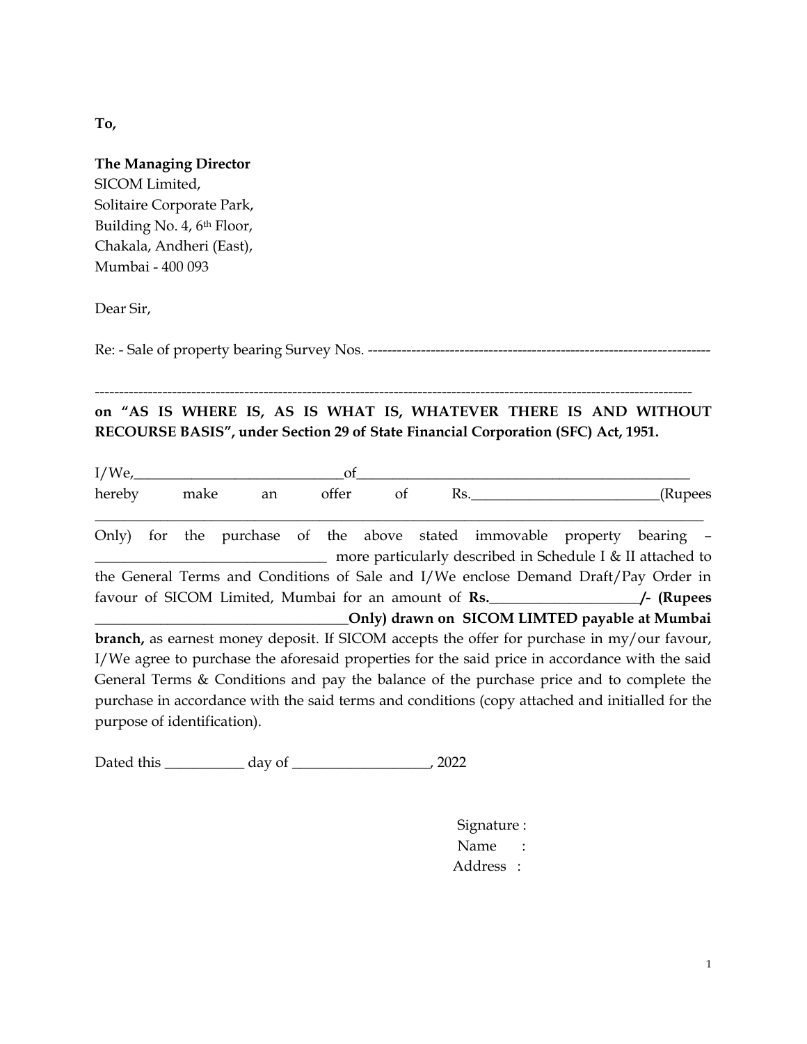**To,**

**The Managing Director**
SICOM Limited,
Solitaire Corporate Park,
Building No. 4, 6th Floor,
Chakala, Andheri (East),
Mumbai - 400 093

Dear Sir,

Re: - Sale of property bearing Survey Nos. -----------------------------------------------------------------------

-----------------------------------------------------------------------------------------------------------------------------

**on "AS IS WHERE IS, AS IS WHAT IS, WHATEVER THERE IS AND WITHOUT RECOURSE BASIS", under Section 29 of State Financial Corporation (SFC) Act, 1951.**

I/We,______________________________of_________________________________________________ hereby make an offer of Rs.__________________________(Rupees ______________________________________________________________________________________ Only) for the purchase of the above stated immovable property bearing – ________________________________ more particularly described in Schedule I & II attached to the General Terms and Conditions of Sale and I/We enclose Demand Draft/Pay Order in favour of SICOM Limited, Mumbai for an amount of **Rs.\_\_\_\_\_\_\_\_\_\_\_\_\_\_\_\_\_\_\_\_\_/- (Rupees \_\_\_\_\_\_\_\_\_\_\_\_\_\_\_\_\_\_\_\_\_\_\_\_\_\_\_\_\_\_\_\_\_\_\_\_Only) drawn on SICOM LIMTED payable at Mumbai branch,** as earnest money deposit. If SICOM accepts the offer for purchase in my/our favour, I/We agree to purchase the aforesaid properties for the said price in accordance with the said General Terms & Conditions and pay the balance of the purchase price and to complete the purchase in accordance with the said terms and conditions (copy attached and initialled for the purpose of identification).

Dated this ___________ day of ___________________, 2022

Signature :
Name :
Address :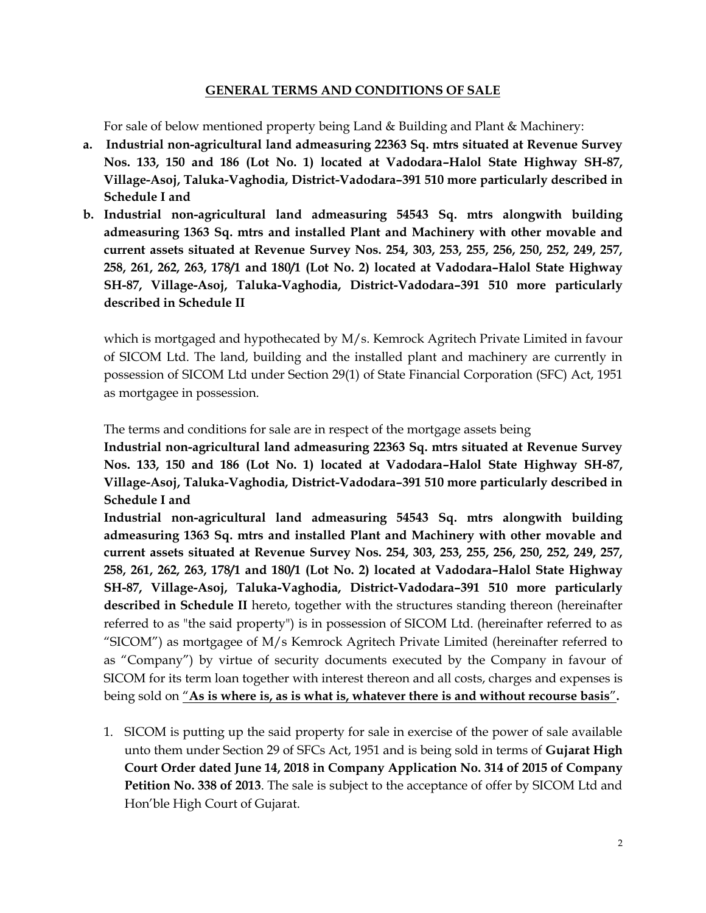## GENERAL TERMS AND CONDITIONS OF SALE

For sale of below mentioned property being Land & Building and Plant & Machinery:

**a. Industrial non-agricultural land admeasuring 22363 Sq. mtrs situated at Revenue Survey Nos. 133, 150 and 186 (Lot No. 1) located at Vadodara–Halol State Highway SH-87, Village-Asoj, Taluka-Vaghodia, District-Vadodara–391 510 more particularly described in Schedule I and**

**b. Industrial non-agricultural land admeasuring 54543 Sq. mtrs alongwith building admeasuring 1363 Sq. mtrs and installed Plant and Machinery with other movable and current assets situated at Revenue Survey Nos. 254, 303, 253, 255, 256, 250, 252, 249, 257, 258, 261, 262, 263, 178/1 and 180/1 (Lot No. 2) located at Vadodara–Halol State Highway SH-87, Village-Asoj, Taluka-Vaghodia, District-Vadodara–391 510 more particularly described in Schedule II**

which is mortgaged and hypothecated by M/s. Kemrock Agritech Private Limited in favour of SICOM Ltd. The land, building and the installed plant and machinery are currently in possession of SICOM Ltd under Section 29(1) of State Financial Corporation (SFC) Act, 1951 as mortgagee in possession.

The terms and conditions for sale are in respect of the mortgage assets being **Industrial non-agricultural land admeasuring 22363 Sq. mtrs situated at Revenue Survey Nos. 133, 150 and 186 (Lot No. 1) located at Vadodara–Halol State Highway SH-87, Village-Asoj, Taluka-Vaghodia, District-Vadodara–391 510 more particularly described in Schedule I and Industrial non-agricultural land admeasuring 54543 Sq. mtrs alongwith building admeasuring 1363 Sq. mtrs and installed Plant and Machinery with other movable and current assets situated at Revenue Survey Nos. 254, 303, 253, 255, 256, 250, 252, 249, 257, 258, 261, 262, 263, 178/1 and 180/1 (Lot No. 2) located at Vadodara–Halol State Highway SH-87, Village-Asoj, Taluka-Vaghodia, District-Vadodara–391 510 more particularly described in Schedule II** hereto, together with the structures standing thereon (hereinafter referred to as "the said property") is in possession of SICOM Ltd. (hereinafter referred to as "SICOM") as mortgagee of M/s Kemrock Agritech Private Limited (hereinafter referred to as "Company") by virtue of security documents executed by the Company in favour of SICOM for its term loan together with interest thereon and all costs, charges and expenses is being sold on "**As is where is, as is what is, whatever there is and without recourse basis**".

1. SICOM is putting up the said property for sale in exercise of the power of sale available unto them under Section 29 of SFCs Act, 1951 and is being sold in terms of **Gujarat High Court Order dated June 14, 2018 in Company Application No. 314 of 2015 of Company Petition No. 338 of 2013**. The sale is subject to the acceptance of offer by SICOM Ltd and Hon'ble High Court of Gujarat.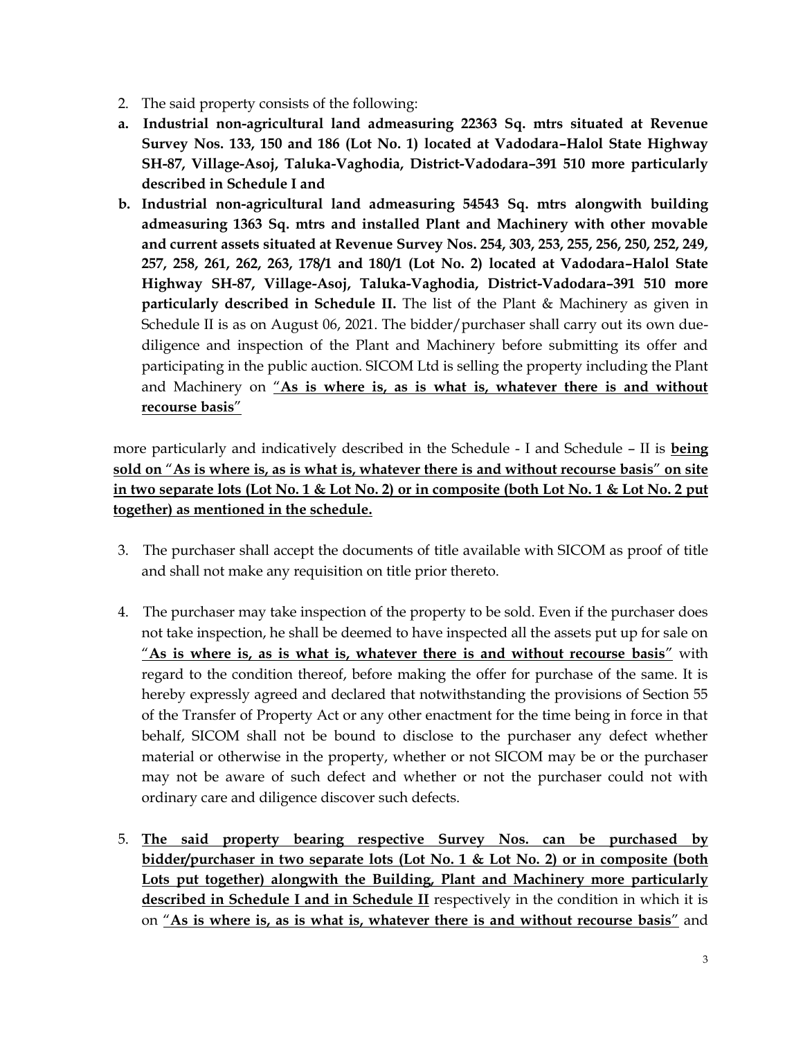2. The said property consists of the following:

**a. Industrial non-agricultural land admeasuring 22363 Sq. mtrs situated at Revenue Survey Nos. 133, 150 and 186 (Lot No. 1) located at Vadodara–Halol State Highway SH-87, Village-Asoj, Taluka-Vaghodia, District-Vadodara–391 510 more particularly described in Schedule I and**

**b. Industrial non-agricultural land admeasuring 54543 Sq. mtrs alongwith building admeasuring 1363 Sq. mtrs and installed Plant and Machinery with other movable and current assets situated at Revenue Survey Nos. 254, 303, 253, 255, 256, 250, 252, 249, 257, 258, 261, 262, 263, 178/1 and 180/1 (Lot No. 2) located at Vadodara–Halol State Highway SH-87, Village-Asoj, Taluka-Vaghodia, District-Vadodara–391 510 more particularly described in Schedule II.** The list of the Plant & Machinery as given in Schedule II is as on August 06, 2021. The bidder/purchaser shall carry out its own due-diligence and inspection of the Plant and Machinery before submitting its offer and participating in the public auction. SICOM Ltd is selling the property including the Plant and Machinery on "**<u>As is where is, as is what is, whatever there is and without recourse basis</u>**"

more particularly and indicatively described in the Schedule - I and Schedule – II is **<u>being sold on "As is where is, as is what is, whatever there is and without recourse basis" on site in two separate lots (Lot No. 1 & Lot No. 2) or in composite (both Lot No. 1 & Lot No. 2 put together) as mentioned in the schedule.</u>**

3. The purchaser shall accept the documents of title available with SICOM as proof of title and shall not make any requisition on title prior thereto.

4. The purchaser may take inspection of the property to be sold. Even if the purchaser does not take inspection, he shall be deemed to have inspected all the assets put up for sale on "**<u>As is where is, as is what is, whatever there is and without recourse basis</u>**" with regard to the condition thereof, before making the offer for purchase of the same. It is hereby expressly agreed and declared that notwithstanding the provisions of Section 55 of the Transfer of Property Act or any other enactment for the time being in force in that behalf, SICOM shall not be bound to disclose to the purchaser any defect whether material or otherwise in the property, whether or not SICOM may be or the purchaser may not be aware of such defect and whether or not the purchaser could not with ordinary care and diligence discover such defects.

5. **<u>The said property bearing respective Survey Nos. can be purchased by bidder/purchaser in two separate lots (Lot No. 1 & Lot No. 2) or in composite (both Lots put together) alongwith the Building, Plant and Machinery more particularly described in Schedule I and in Schedule II</u>** respectively in the condition in which it is on "**<u>As is where is, as is what is, whatever there is and without recourse basis</u>**" and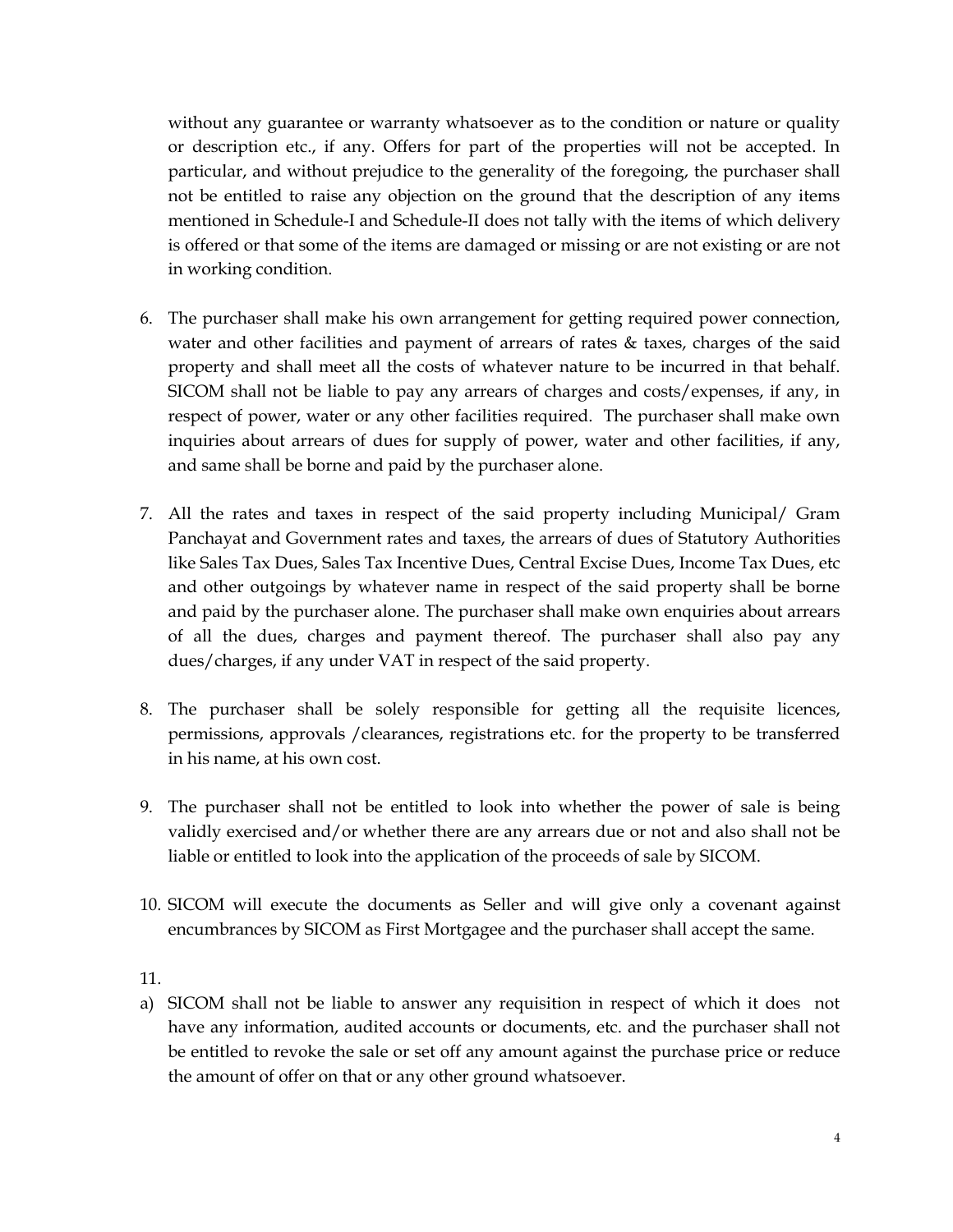without any guarantee or warranty whatsoever as to the condition or nature or quality or description etc., if any. Offers for part of the properties will not be accepted. In particular, and without prejudice to the generality of the foregoing, the purchaser shall not be entitled to raise any objection on the ground that the description of any items mentioned in Schedule-I and Schedule-II does not tally with the items of which delivery is offered or that some of the items are damaged or missing or are not existing or are not in working condition.

6. The purchaser shall make his own arrangement for getting required power connection, water and other facilities and payment of arrears of rates & taxes, charges of the said property and shall meet all the costs of whatever nature to be incurred in that behalf. SICOM shall not be liable to pay any arrears of charges and costs/expenses, if any, in respect of power, water or any other facilities required. The purchaser shall make own inquiries about arrears of dues for supply of power, water and other facilities, if any, and same shall be borne and paid by the purchaser alone.

7. All the rates and taxes in respect of the said property including Municipal/ Gram Panchayat and Government rates and taxes, the arrears of dues of Statutory Authorities like Sales Tax Dues, Sales Tax Incentive Dues, Central Excise Dues, Income Tax Dues, etc and other outgoings by whatever name in respect of the said property shall be borne and paid by the purchaser alone. The purchaser shall make own enquiries about arrears of all the dues, charges and payment thereof. The purchaser shall also pay any dues/charges, if any under VAT in respect of the said property.

8. The purchaser shall be solely responsible for getting all the requisite licences, permissions, approvals /clearances, registrations etc. for the property to be transferred in his name, at his own cost.

9. The purchaser shall not be entitled to look into whether the power of sale is being validly exercised and/or whether there are any arrears due or not and also shall not be liable or entitled to look into the application of the proceeds of sale by SICOM.

10. SICOM will execute the documents as Seller and will give only a covenant against encumbrances by SICOM as First Mortgagee and the purchaser shall accept the same.

11.

a) SICOM shall not be liable to answer any requisition in respect of which it does not have any information, audited accounts or documents, etc. and the purchaser shall not be entitled to revoke the sale or set off any amount against the purchase price or reduce the amount of offer on that or any other ground whatsoever.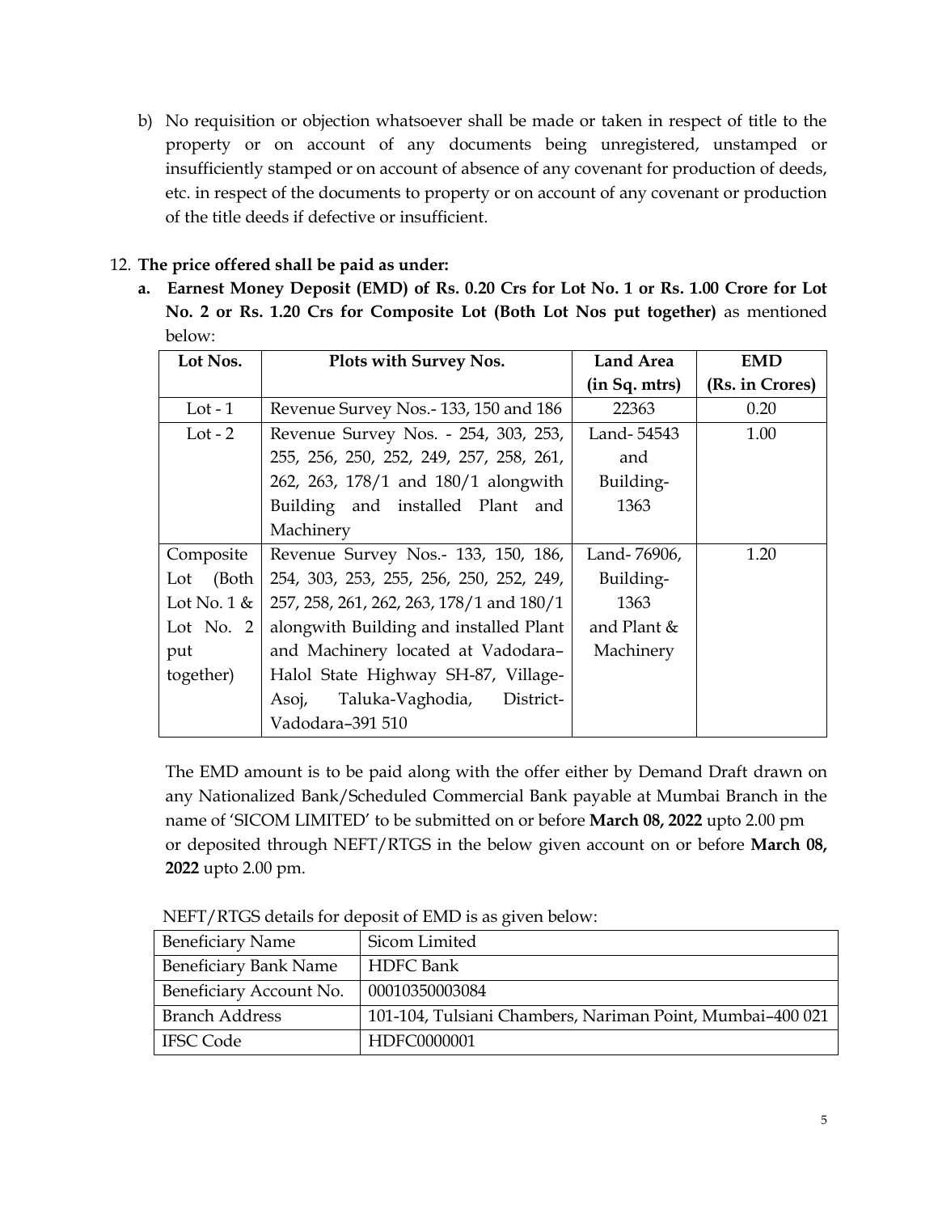b) No requisition or objection whatsoever shall be made or taken in respect of title to the property or on account of any documents being unregistered, unstamped or insufficiently stamped or on account of absence of any covenant for production of deeds, etc. in respect of the documents to property or on account of any covenant or production of the title deeds if defective or insufficient.

12. **The price offered shall be paid as under:**

   a. **Earnest Money Deposit (EMD) of Rs. 0.20 Crs for Lot No. 1 or Rs. 1.00 Crore for Lot No. 2 or Rs. 1.20 Crs for Composite Lot (Both Lot Nos put together)** as mentioned below:

| Lot Nos. | Plots with Survey Nos. | Land Area (in Sq. mtrs) | EMD (Rs. in Crores) |
|---|---|---|---|
| Lot - 1 | Revenue Survey Nos.- 133, 150 and 186 | 22363 | 0.20 |
| Lot - 2 | Revenue Survey Nos. - 254, 303, 253, 255, 256, 250, 252, 249, 257, 258, 261, 262, 263, 178/1 and 180/1 alongwith Building and installed Plant and Machinery | Land- 54543 and Building- 1363 | 1.00 |
| Composite Lot (Both Lot No. 1 & Lot No. 2 put together) | Revenue Survey Nos.- 133, 150, 186, 254, 303, 253, 255, 256, 250, 252, 249, 257, 258, 261, 262, 263, 178/1 and 180/1 alongwith Building and installed Plant and Machinery located at Vadodara–Halol State Highway SH-87, Village-Asoj, Taluka-Vaghodia, District-Vadodara–391 510 | Land- 76906, Building- 1363 and Plant & Machinery | 1.20 |

The EMD amount is to be paid along with the offer either by Demand Draft drawn on any Nationalized Bank/Scheduled Commercial Bank payable at Mumbai Branch in the name of 'SICOM LIMITED' to be submitted on or before **March 08, 2022** upto 2.00 pm or deposited through NEFT/RTGS in the below given account on or before **March 08, 2022** upto 2.00 pm.

NEFT/RTGS details for deposit of EMD is as given below:

| Beneficiary Name | Sicom Limited |
|---|---|
| Beneficiary Bank Name | HDFC Bank |
| Beneficiary Account No. | 00010350003084 |
| Branch Address | 101-104, Tulsiani Chambers, Nariman Point, Mumbai–400 021 |
| IFSC Code | HDFC0000001 |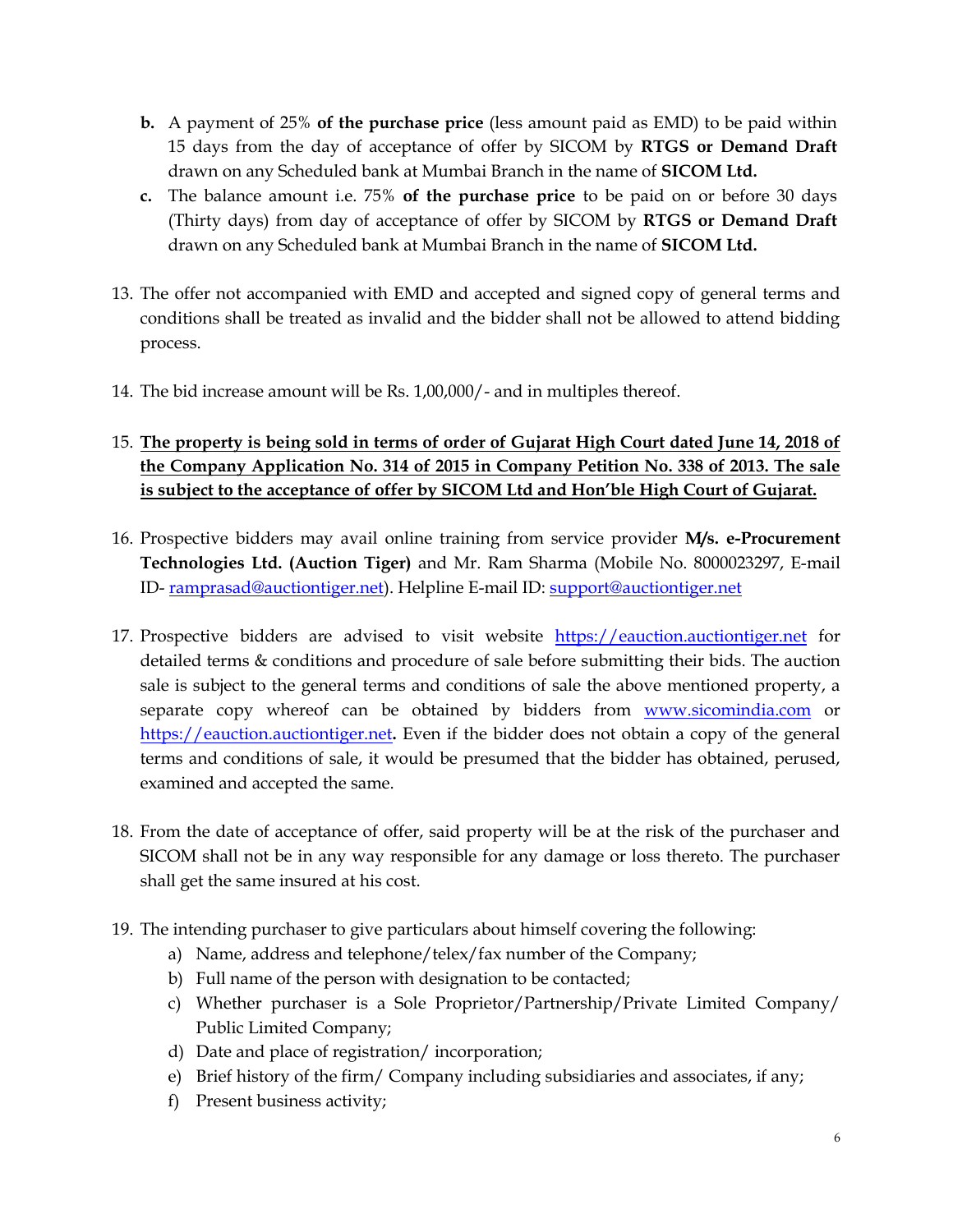b. A payment of 25% **of the purchase price** (less amount paid as EMD) to be paid within 15 days from the day of acceptance of offer by SICOM by **RTGS or Demand Draft** drawn on any Scheduled bank at Mumbai Branch in the name of **SICOM Ltd.**
c. The balance amount i.e. 75% **of the purchase price** to be paid on or before 30 days (Thirty days) from day of acceptance of offer by SICOM by **RTGS or Demand Draft** drawn on any Scheduled bank at Mumbai Branch in the name of **SICOM Ltd.**

13. The offer not accompanied with EMD and accepted and signed copy of general terms and conditions shall be treated as invalid and the bidder shall not be allowed to attend bidding process.

14. The bid increase amount will be Rs. 1,00,000/- and in multiples thereof.

15. **<u>The property is being sold in terms of order of Gujarat High Court dated June 14, 2018 of the Company Application No. 314 of 2015 in Company Petition No. 338 of 2013. The sale is subject to the acceptance of offer by SICOM Ltd and Hon'ble High Court of Gujarat.</u>**

16. Prospective bidders may avail online training from service provider **M/s. e-Procurement Technologies Ltd. (Auction Tiger)** and Mr. Ram Sharma (Mobile No. 8000023297, E-mail ID- ramprasad@auctiontiger.net). Helpline E-mail ID: support@auctiontiger.net

17. Prospective bidders are advised to visit website https://eauction.auctiontiger.net for detailed terms & conditions and procedure of sale before submitting their bids. The auction sale is subject to the general terms and conditions of sale the above mentioned property, a separate copy whereof can be obtained by bidders from www.sicomindia.com or https://eauction.auctiontiger.net**.** Even if the bidder does not obtain a copy of the general terms and conditions of sale, it would be presumed that the bidder has obtained, perused, examined and accepted the same.

18. From the date of acceptance of offer, said property will be at the risk of the purchaser and SICOM shall not be in any way responsible for any damage or loss thereto. The purchaser shall get the same insured at his cost.

19. The intending purchaser to give particulars about himself covering the following:
    a) Name, address and telephone/telex/fax number of the Company;
    b) Full name of the person with designation to be contacted;
    c) Whether purchaser is a Sole Proprietor/Partnership/Private Limited Company/ Public Limited Company;
    d) Date and place of registration/ incorporation;
    e) Brief history of the firm/ Company including subsidiaries and associates, if any;
    f) Present business activity;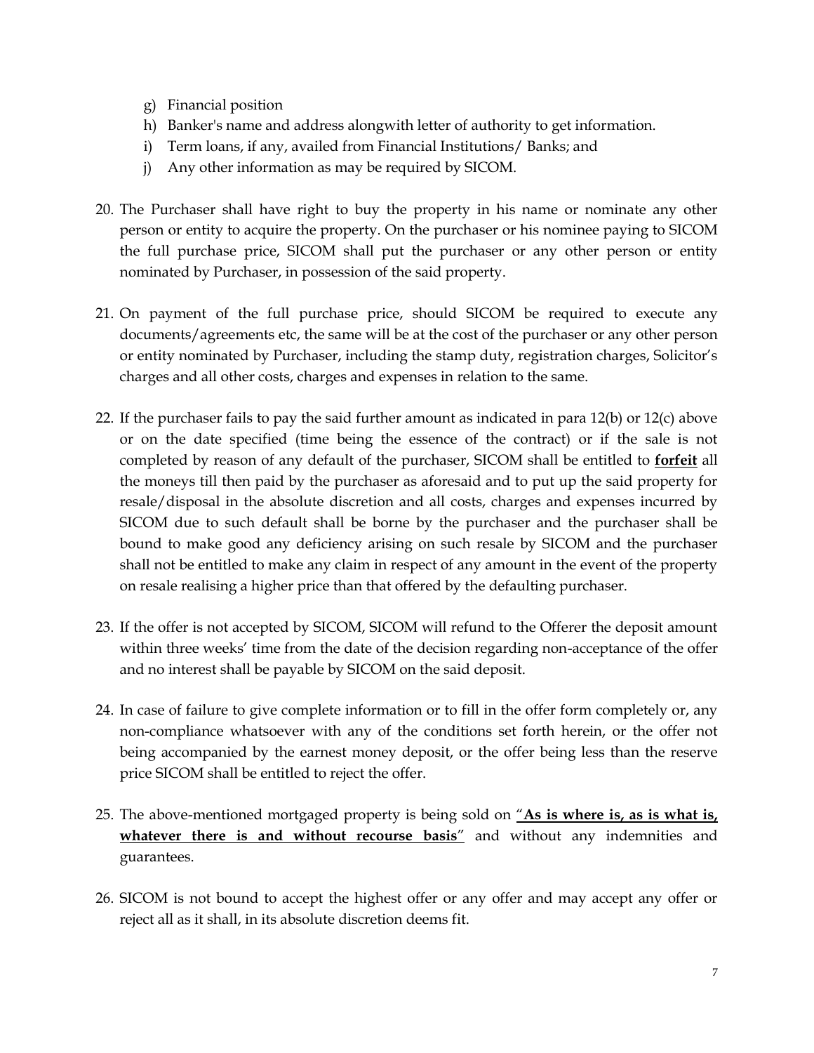g) Financial position
h) Banker's name and address alongwith letter of authority to get information.
i) Term loans, if any, availed from Financial Institutions/ Banks; and
j) Any other information as may be required by SICOM.

20. The Purchaser shall have right to buy the property in his name or nominate any other person or entity to acquire the property. On the purchaser or his nominee paying to SICOM the full purchase price, SICOM shall put the purchaser or any other person or entity nominated by Purchaser, in possession of the said property.

21. On payment of the full purchase price, should SICOM be required to execute any documents/agreements etc, the same will be at the cost of the purchaser or any other person or entity nominated by Purchaser, including the stamp duty, registration charges, Solicitor's charges and all other costs, charges and expenses in relation to the same.

22. If the purchaser fails to pay the said further amount as indicated in para 12(b) or 12(c) above or on the date specified (time being the essence of the contract) or if the sale is not completed by reason of any default of the purchaser, SICOM shall be entitled to **forfeit** all the moneys till then paid by the purchaser as aforesaid and to put up the said property for resale/disposal in the absolute discretion and all costs, charges and expenses incurred by SICOM due to such default shall be borne by the purchaser and the purchaser shall be bound to make good any deficiency arising on such resale by SICOM and the purchaser shall not be entitled to make any claim in respect of any amount in the event of the property on resale realising a higher price than that offered by the defaulting purchaser.

23. If the offer is not accepted by SICOM, SICOM will refund to the Offerer the deposit amount within three weeks' time from the date of the decision regarding non-acceptance of the offer and no interest shall be payable by SICOM on the said deposit.

24. In case of failure to give complete information or to fill in the offer form completely or, any non-compliance whatsoever with any of the conditions set forth herein, or the offer not being accompanied by the earnest money deposit, or the offer being less than the reserve price SICOM shall be entitled to reject the offer.

25. The above-mentioned mortgaged property is being sold on "**As is where is, as is what is, whatever there is and without recourse basis**" and without any indemnities and guarantees.

26. SICOM is not bound to accept the highest offer or any offer and may accept any offer or reject all as it shall, in its absolute discretion deems fit.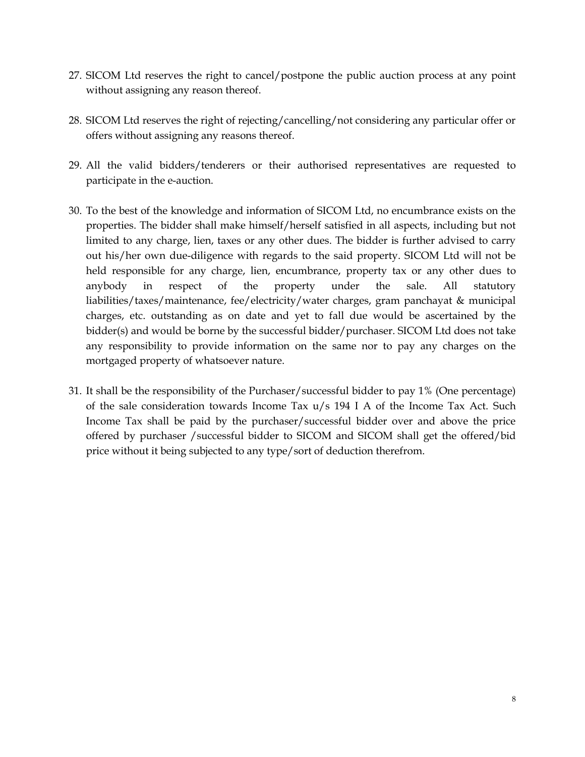27. SICOM Ltd reserves the right to cancel/postpone the public auction process at any point without assigning any reason thereof.

28. SICOM Ltd reserves the right of rejecting/cancelling/not considering any particular offer or offers without assigning any reasons thereof.

29. All the valid bidders/tenderers or their authorised representatives are requested to participate in the e-auction.

30. To the best of the knowledge and information of SICOM Ltd, no encumbrance exists on the properties. The bidder shall make himself/herself satisfied in all aspects, including but not limited to any charge, lien, taxes or any other dues. The bidder is further advised to carry out his/her own due-diligence with regards to the said property. SICOM Ltd will not be held responsible for any charge, lien, encumbrance, property tax or any other dues to anybody in respect of the property under the sale. All statutory liabilities/taxes/maintenance, fee/electricity/water charges, gram panchayat & municipal charges, etc. outstanding as on date and yet to fall due would be ascertained by the bidder(s) and would be borne by the successful bidder/purchaser. SICOM Ltd does not take any responsibility to provide information on the same nor to pay any charges on the mortgaged property of whatsoever nature.

31. It shall be the responsibility of the Purchaser/successful bidder to pay 1% (One percentage) of the sale consideration towards Income Tax u/s 194 I A of the Income Tax Act. Such Income Tax shall be paid by the purchaser/successful bidder over and above the price offered by purchaser /successful bidder to SICOM and SICOM shall get the offered/bid price without it being subjected to any type/sort of deduction therefrom.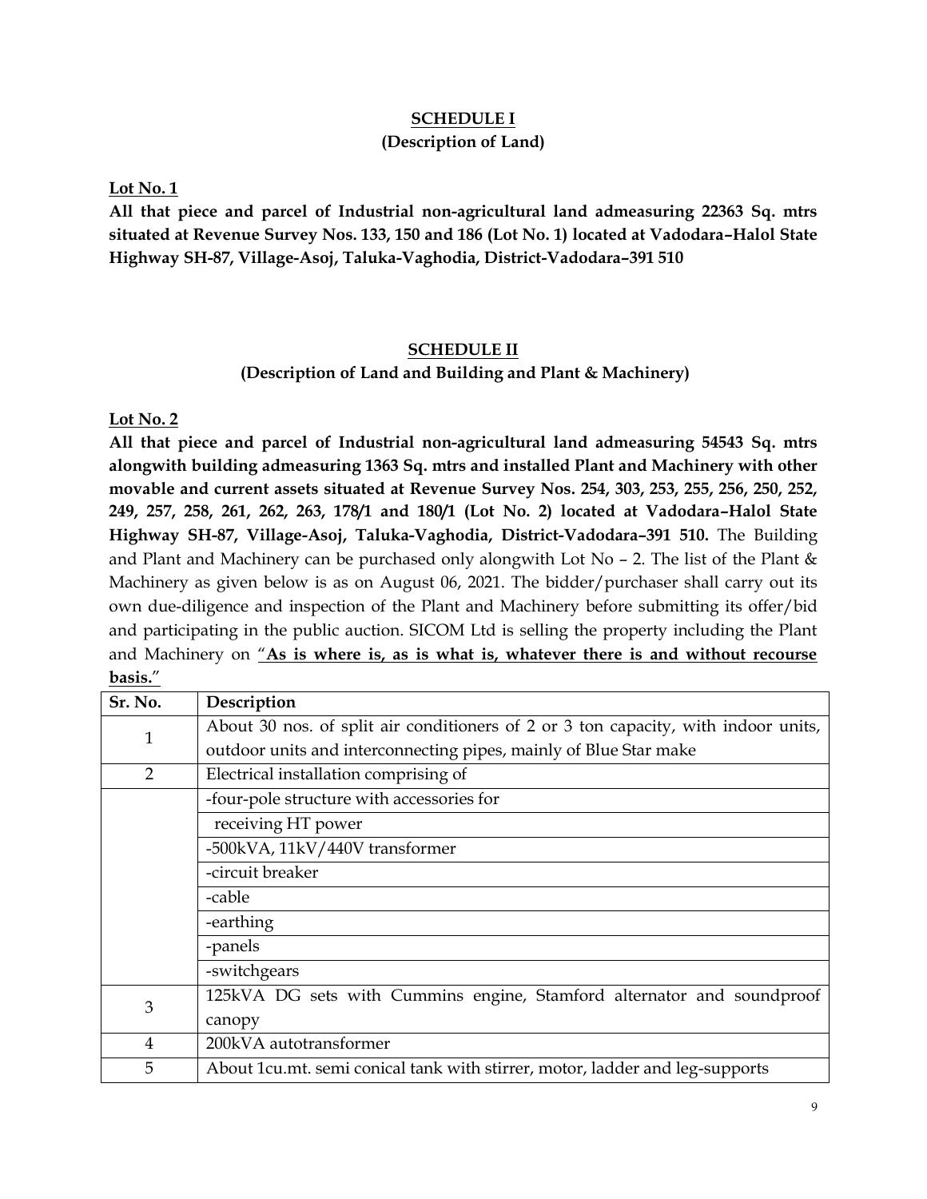## SCHEDULE I

**(Description of Land)**

**Lot No. 1**

**All that piece and parcel of Industrial non-agricultural land admeasuring 22363 Sq. mtrs situated at Revenue Survey Nos. 133, 150 and 186 (Lot No. 1) located at Vadodara–Halol State Highway SH-87, Village-Asoj, Taluka-Vaghodia, District-Vadodara–391 510**

## SCHEDULE II

**(Description of Land and Building and Plant & Machinery)**

**Lot No. 2**

**All that piece and parcel of Industrial non-agricultural land admeasuring 54543 Sq. mtrs alongwith building admeasuring 1363 Sq. mtrs and installed Plant and Machinery with other movable and current assets situated at Revenue Survey Nos. 254, 303, 253, 255, 256, 250, 252, 249, 257, 258, 261, 262, 263, 178/1 and 180/1 (Lot No. 2) located at Vadodara–Halol State Highway SH-87, Village-Asoj, Taluka-Vaghodia, District-Vadodara–391 510.** The Building and Plant and Machinery can be purchased only alongwith Lot No – 2. The list of the Plant & Machinery as given below is as on August 06, 2021. The bidder/purchaser shall carry out its own due-diligence and inspection of the Plant and Machinery before submitting its offer/bid and participating in the public auction. SICOM Ltd is selling the property including the Plant and Machinery on "**As is where is, as is what is, whatever there is and without recourse basis.**"

| Sr. No. | Description |
|---|---|
| 1 | About 30 nos. of split air conditioners of 2 or 3 ton capacity, with indoor units, outdoor units and interconnecting pipes, mainly of Blue Star make |
| 2 | Electrical installation comprising of |
| | -four-pole structure with accessories for |
| | receiving HT power |
| | -500kVA, 11kV/440V transformer |
| | -circuit breaker |
| | -cable |
| | -earthing |
| | -panels |
| | -switchgears |
| 3 | 125kVA DG sets with Cummins engine, Stamford alternator and soundproof canopy |
| 4 | 200kVA autotransformer |
| 5 | About 1cu.mt. semi conical tank with stirrer, motor, ladder and leg-supports |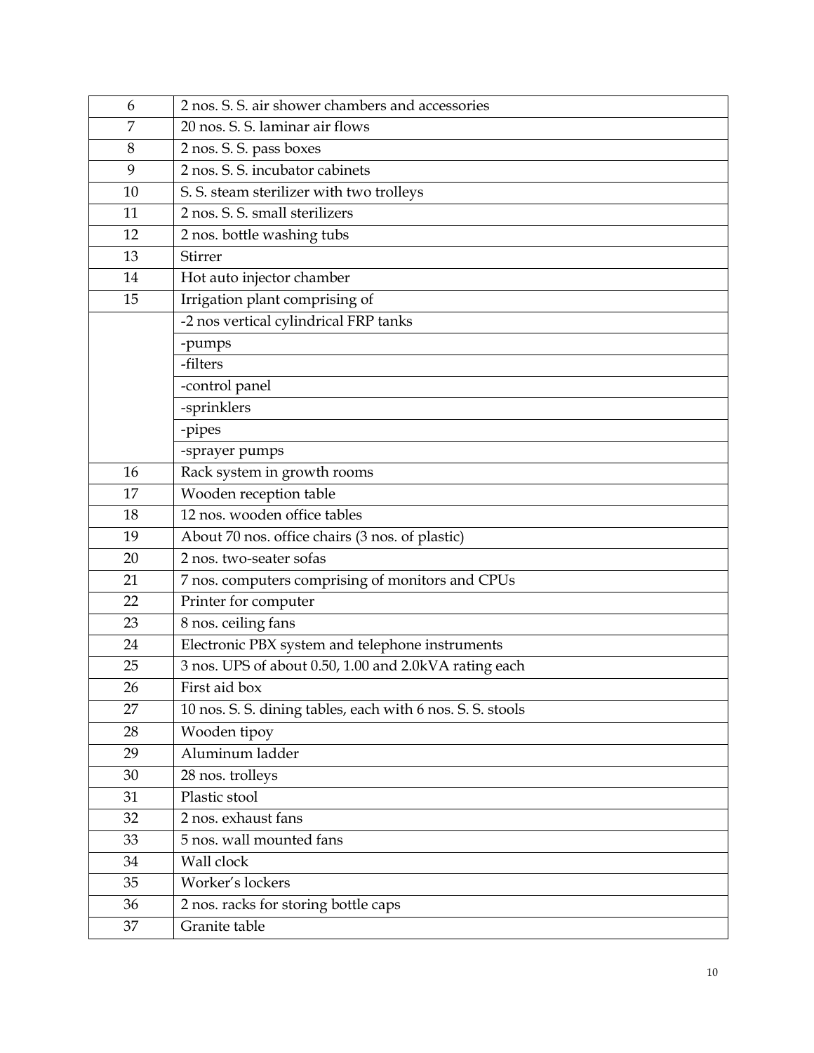| 6 | 2 nos. S. S. air shower chambers and accessories |
|---|---|
| 7 | 20 nos. S. S. laminar air flows |
| 8 | 2 nos. S. S. pass boxes |
| 9 | 2 nos. S. S. incubator cabinets |
| 10 | S. S. steam sterilizer with two trolleys |
| 11 | 2 nos. S. S. small sterilizers |
| 12 | 2 nos. bottle washing tubs |
| 13 | Stirrer |
| 14 | Hot auto injector chamber |
| 15 | Irrigation plant comprising of |
| | -2 nos vertical cylindrical FRP tanks |
| | -pumps |
| | -filters |
| | -control panel |
| | -sprinklers |
| | -pipes |
| | -sprayer pumps |
| 16 | Rack system in growth rooms |
| 17 | Wooden reception table |
| 18 | 12 nos. wooden office tables |
| 19 | About 70 nos. office chairs (3 nos. of plastic) |
| 20 | 2 nos. two-seater sofas |
| 21 | 7 nos. computers comprising of monitors and CPUs |
| 22 | Printer for computer |
| 23 | 8 nos. ceiling fans |
| 24 | Electronic PBX system and telephone instruments |
| 25 | 3 nos. UPS of about 0.50, 1.00 and 2.0kVA rating each |
| 26 | First aid box |
| 27 | 10 nos. S. S. dining tables, each with 6 nos. S. S. stools |
| 28 | Wooden tipoy |
| 29 | Aluminum ladder |
| 30 | 28 nos. trolleys |
| 31 | Plastic stool |
| 32 | 2 nos. exhaust fans |
| 33 | 5 nos. wall mounted fans |
| 34 | Wall clock |
| 35 | Worker's lockers |
| 36 | 2 nos. racks for storing bottle caps |
| 37 | Granite table |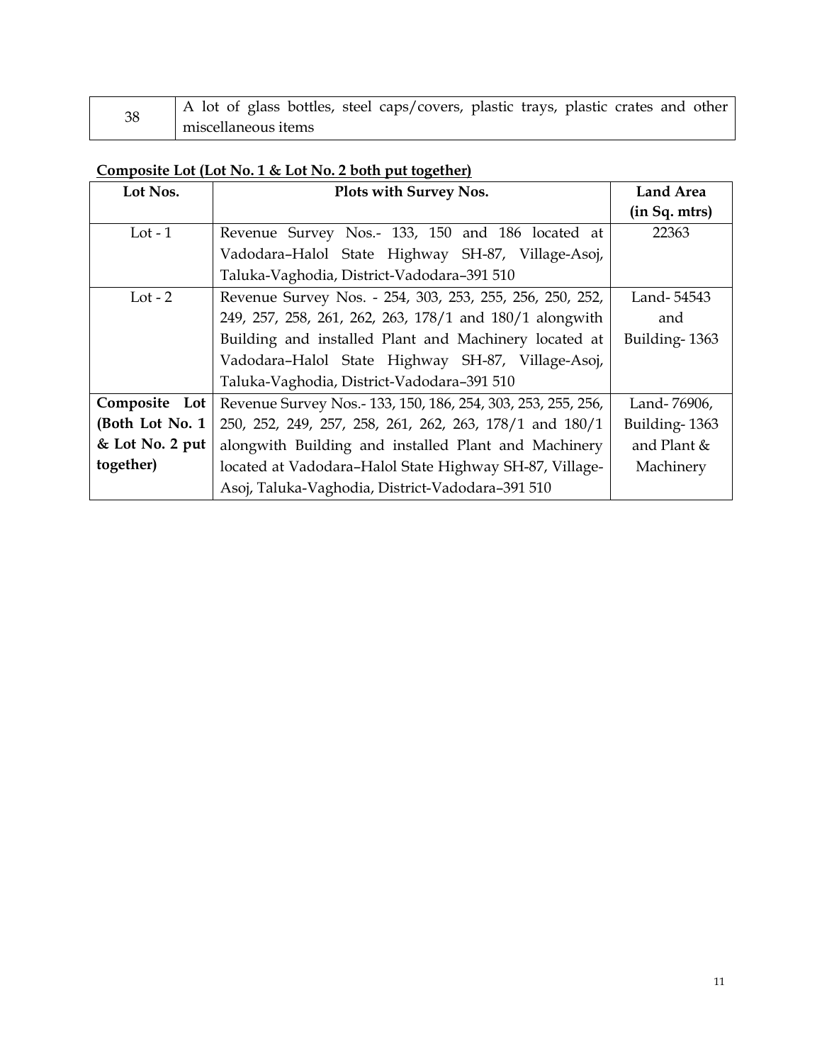| | |
|---|---|
| 38 | A lot of glass bottles, steel caps/covers, plastic trays, plastic crates and other miscellaneous items |

**Composite Lot (Lot No. 1 & Lot No. 2 both put together)**

| Lot Nos. | Plots with Survey Nos. | Land Area (in Sq. mtrs) |
|---|---|---|
| Lot - 1 | Revenue Survey Nos.- 133, 150 and 186 located at Vadodara–Halol State Highway SH-87, Village-Asoj, Taluka-Vaghodia, District-Vadodara–391 510 | 22363 |
| Lot - 2 | Revenue Survey Nos. - 254, 303, 253, 255, 256, 250, 252, 249, 257, 258, 261, 262, 263, 178/1 and 180/1 alongwith Building and installed Plant and Machinery located at Vadodara–Halol State Highway SH-87, Village-Asoj, Taluka-Vaghodia, District-Vadodara–391 510 | Land- 54543 and Building- 1363 |
| **Composite Lot (Both Lot No. 1 & Lot No. 2 put together)** | Revenue Survey Nos.- 133, 150, 186, 254, 303, 253, 255, 256, 250, 252, 249, 257, 258, 261, 262, 263, 178/1 and 180/1 alongwith Building and installed Plant and Machinery located at Vadodara–Halol State Highway SH-87, Village-Asoj, Taluka-Vaghodia, District-Vadodara–391 510 | Land- 76906, Building- 1363 and Plant & Machinery |